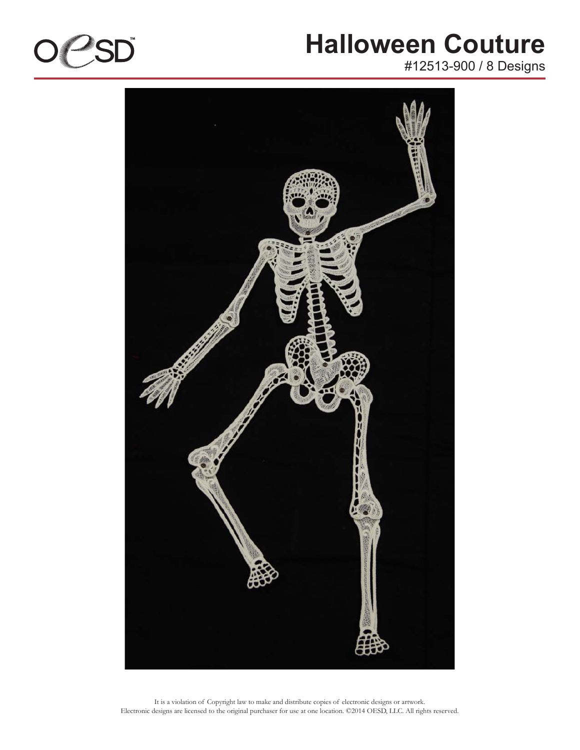# Halloween Couture

#12513-900 / 8 Designs

It is a violation of Copyright law to make and distribute copies of electronic designs or artwork.
Electronic designs are licensed to the original purchaser for use at one location. ©2014 OESD, LLC. All rights reserved.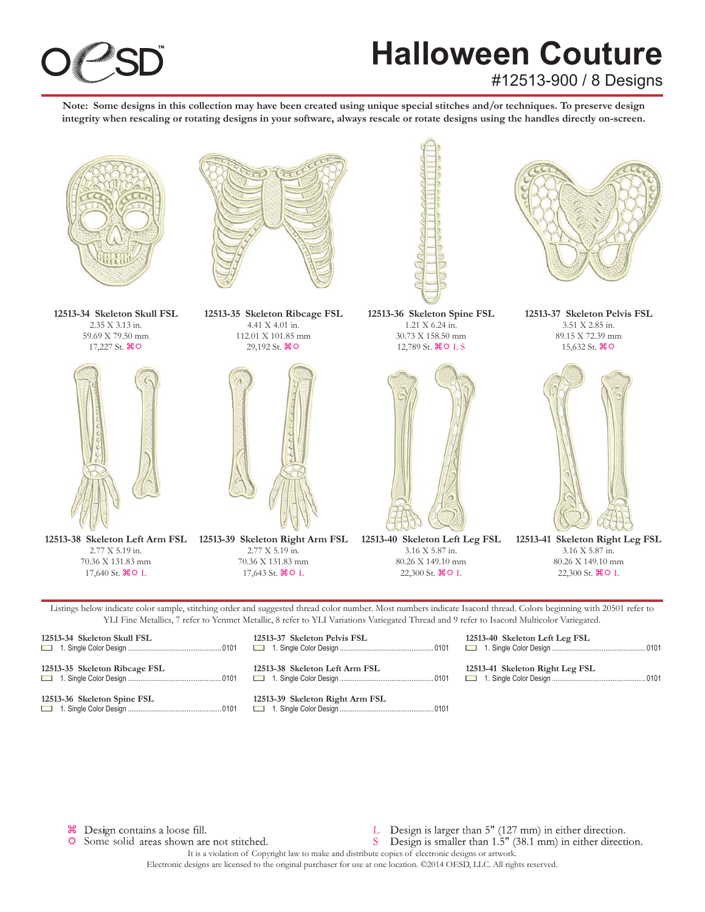# Halloween Couture

#12513-900 / 8 Designs

**Note: Some designs in this collection may have been created using unique special stitches and/or techniques. To preserve design integrity when rescaling or rotating designs in your software, always rescale or rotate designs using the handles directly on-screen.**

**12513-34 Skeleton Skull FSL**
2.35 X 3.13 in.
59.69 X 79.50 mm
17,227 St. ⌘✪

**12513-35 Skeleton Ribcage FSL**
4.41 X 4.01 in.
112.01 X 101.85 mm
29,192 St. ⌘✪

**12513-36 Skeleton Spine FSL**
1.21 X 6.24 in.
30.73 X 158.50 mm
12,789 St. ⌘✪ L S

**12513-37 Skeleton Pelvis FSL**
3.51 X 2.85 in.
89.15 X 72.39 mm
15,632 St. ⌘✪

**12513-38 Skeleton Left Arm FSL**
2.77 X 5.19 in.
70.36 X 131.83 mm
17,640 St. ⌘✪ L

**12513-39 Skeleton Right Arm FSL**
2.77 X 5.19 in.
70.36 X 131.83 mm
17,643 St. ⌘✪ L

**12513-40 Skeleton Left Leg FSL**
3.16 X 5.87 in.
80.26 X 149.10 mm
22,300 St. ⌘✪ L

**12513-41 Skeleton Right Leg FSL**
3.16 X 5.87 in.
80.26 X 149.10 mm
22,300 St. ⌘✪ L

Listings below indicate color sample, stitching order and suggested thread color number. Most numbers indicate Isacord thread. Colors beginning with 20501 refer to YLI Fine Metallics, 7 refer to Yenmet Metallic, 8 refer to YLI Variations Variegated Thread and 9 refer to Isacord Multicolor Variegated.

**12513-34 Skeleton Skull FSL**
1. Single Color Design .......... 0101

**12513-35 Skeleton Ribcage FSL**
1. Single Color Design .......... 0101

**12513-36 Skeleton Spine FSL**
1. Single Color Design .......... 0101

**12513-37 Skeleton Pelvis FSL**
1. Single Color Design .......... 0101

**12513-38 Skeleton Left Arm FSL**
1. Single Color Design .......... 0101

**12513-39 Skeleton Right Arm FSL**
1. Single Color Design .......... 0101

**12513-40 Skeleton Left Leg FSL**
1. Single Color Design .......... 0101

**12513-41 Skeleton Right Leg FSL**
1. Single Color Design .......... 0101

⌘ Design contains a loose fill.
✪ Some solid areas shown are not stitched.
L Design is larger than 5" (127 mm) in either direction.
S Design is smaller than 1.5" (38.1 mm) in either direction.

It is a violation of Copyright law to make and distribute copies of electronic designs or artwork.
Electronic designs are licensed to the original purchaser for use at one location. ©2014 OESD, LLC. All rights reserved.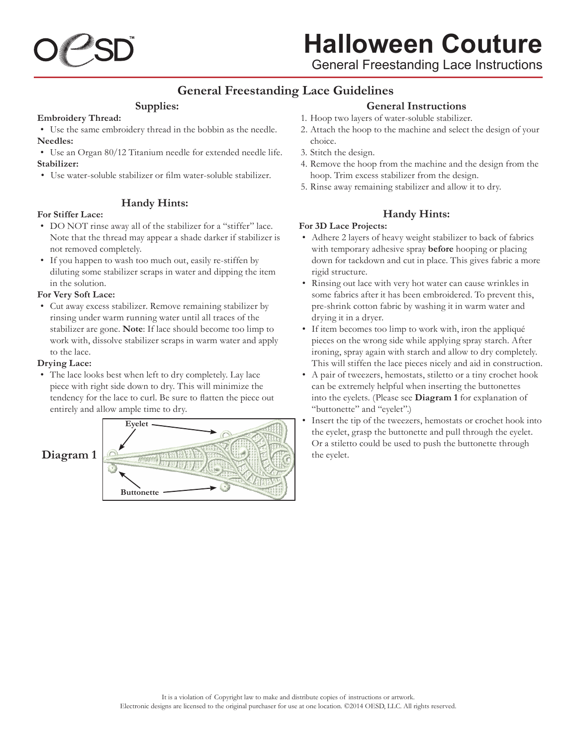# Halloween Couture

General Freestanding Lace Instructions

## General Freestanding Lace Guidelines

### Supplies:

**Embroidery Thread:**

- Use the same embroidery thread in the bobbin as the needle.

**Needles:**

- Use an Organ 80/12 Titanium needle for extended needle life.

**Stabilizer:**

- Use water-soluble stabilizer or film water-soluble stabilizer.

### Handy Hints:

**For Stiffer Lace:**

- DO NOT rinse away all of the stabilizer for a "stiffer" lace. Note that the thread may appear a shade darker if stabilizer is not removed completely.
- If you happen to wash too much out, easily re-stiffen by diluting some stabilizer scraps in water and dipping the item in the solution.

**For Very Soft Lace:**

- Cut away excess stabilizer. Remove remaining stabilizer by rinsing under warm running water until all traces of the stabilizer are gone. **Note**: If lace should become too limp to work with, dissolve stabilizer scraps in warm water and apply to the lace.

**Drying Lace:**

- The lace looks best when left to dry completely. Lay lace piece with right side down to dry. This will minimize the tendency for the lace to curl. Be sure to flatten the piece out entirely and allow ample time to dry.

**Diagram 1**

Eyelet

Buttonette

### General Instructions

1. Hoop two layers of water-soluble stabilizer.
2. Attach the hoop to the machine and select the design of your choice.
3. Stitch the design.
4. Remove the hoop from the machine and the design from the hoop. Trim excess stabilizer from the design.
5. Rinse away remaining stabilizer and allow it to dry.

### Handy Hints:

**For 3D Lace Projects:**

- Adhere 2 layers of heavy weight stabilizer to back of fabrics with temporary adhesive spray **before** hooping or placing down for tackdown and cut in place. This gives fabric a more rigid structure.
- Rinsing out lace with very hot water can cause wrinkles in some fabrics after it has been embroidered. To prevent this, pre-shrink cotton fabric by washing it in warm water and drying it in a dryer.
- If item becomes too limp to work with, iron the appliqué pieces on the wrong side while applying spray starch. After ironing, spray again with starch and allow to dry completely. This will stiffen the lace pieces nicely and aid in construction.
- A pair of tweezers, hemostats, stiletto or a tiny crochet hook can be extremely helpful when inserting the buttonettes into the eyelets. (Please see **Diagram 1** for explanation of "buttonette" and "eyelet".)
- Insert the tip of the tweezers, hemostats or crochet hook into the eyelet, grasp the buttonette and pull through the eyelet. Or a stiletto could be used to push the buttonette through the eyelet.

It is a violation of Copyright law to make and distribute copies of instructions or artwork.
Electronic designs are licensed to the original purchaser for use at one location. ©2014 OESD, LLC. All rights reserved.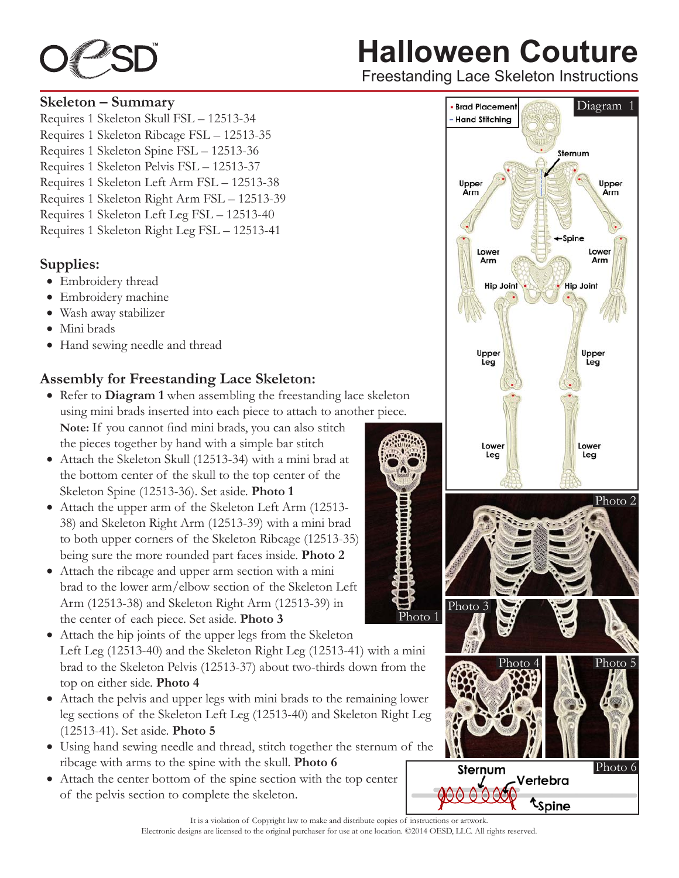# Halloween Couture

Freestanding Lace Skeleton Instructions

## Skeleton – Summary

Requires 1 Skeleton Skull FSL – 12513-34
Requires 1 Skeleton Ribcage FSL – 12513-35
Requires 1 Skeleton Spine FSL – 12513-36
Requires 1 Skeleton Pelvis FSL – 12513-37
Requires 1 Skeleton Left Arm FSL – 12513-38
Requires 1 Skeleton Right Arm FSL – 12513-39
Requires 1 Skeleton Left Leg FSL – 12513-40
Requires 1 Skeleton Right Leg FSL – 12513-41

## Supplies:

- Embroidery thread
- Embroidery machine
- Wash away stabilizer
- Mini brads
- Hand sewing needle and thread

## Assembly for Freestanding Lace Skeleton:

- Refer to **Diagram 1** when assembling the freestanding lace skeleton using mini brads inserted into each piece to attach to another piece. **Note:** If you cannot find mini brads, you can also stitch the pieces together by hand with a simple bar stitch
- Attach the Skeleton Skull (12513-34) with a mini brad at the bottom center of the skull to the top center of the Skeleton Spine (12513-36). Set aside. **Photo 1**
- Attach the upper arm of the Skeleton Left Arm (12513-38) and Skeleton Right Arm (12513-39) with a mini brad to both upper corners of the Skeleton Ribcage (12513-35) being sure the more rounded part faces inside. **Photo 2**
- Attach the ribcage and upper arm section with a mini brad to the lower arm/elbow section of the Skeleton Left Arm (12513-38) and Skeleton Right Arm (12513-39) in the center of each piece. Set aside. **Photo 3**
- Attach the hip joints of the upper legs from the Skeleton Left Leg (12513-40) and the Skeleton Right Leg (12513-41) with a mini brad to the Skeleton Pelvis (12513-37) about two-thirds down from the top on either side. **Photo 4**
- Attach the pelvis and upper legs with mini brads to the remaining lower leg sections of the Skeleton Left Leg (12513-40) and Skeleton Right Leg (12513-41). Set aside. **Photo 5**
- Using hand sewing needle and thread, stitch together the sternum of the ribcage with arms to the spine with the skull. **Photo 6**
- Attach the center bottom of the spine section with the top center of the pelvis section to complete the skeleton.

Diagram 1

• Brad Placement
– Hand Stitching

Sternum
Upper Arm
Upper Arm
Spine
Lower Arm
Lower Arm
Hip Joint
Hip Joint
Upper Leg
Upper Leg
Lower Leg
Lower Leg

Photo 1

Photo 2

Photo 3

Photo 4

Photo 5

Photo 6

Sternum
Vertebra
Spine

It is a violation of Copyright law to make and distribute copies of instructions or artwork.
Electronic designs are licensed to the original purchaser for use at one location. ©2014 OESD, LLC. All rights reserved.